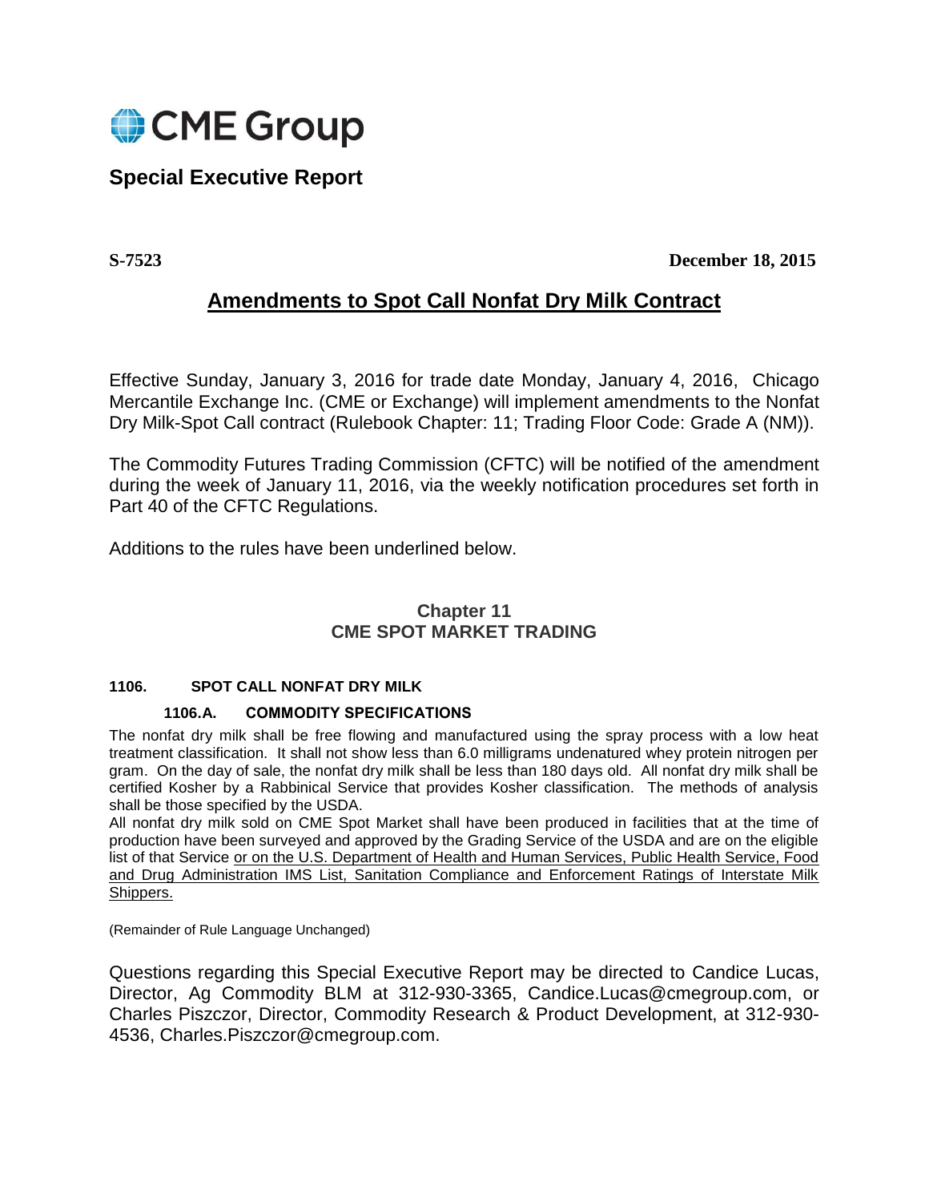CME Group

# Special Executive Report

**S-7523** **December 18, 2015**

## Amendments to Spot Call Nonfat Dry Milk Contract

Effective Sunday, January 3, 2016 for trade date Monday, January 4, 2016, Chicago Mercantile Exchange Inc. (CME or Exchange) will implement amendments to the Nonfat Dry Milk-Spot Call contract (Rulebook Chapter: 11; Trading Floor Code: Grade A (NM)).

The Commodity Futures Trading Commission (CFTC) will be notified of the amendment during the week of January 11, 2016, via the weekly notification procedures set forth in Part 40 of the CFTC Regulations.

Additions to the rules have been underlined below.

### Chapter 11
### CME SPOT MARKET TRADING

**1106. SPOT CALL NONFAT DRY MILK**

**1106.A. COMMODITY SPECIFICATIONS**

The nonfat dry milk shall be free flowing and manufactured using the spray process with a low heat treatment classification. It shall not show less than 6.0 milligrams undenatured whey protein nitrogen per gram. On the day of sale, the nonfat dry milk shall be less than 180 days old. All nonfat dry milk shall be certified Kosher by a Rabbinical Service that provides Kosher classification. The methods of analysis shall be those specified by the USDA.

All nonfat dry milk sold on CME Spot Market shall have been produced in facilities that at the time of production have been surveyed and approved by the Grading Service of the USDA and are on the eligible list of that Service <u>or on the U.S. Department of Health and Human Services, Public Health Service, Food and Drug Administration IMS List, Sanitation Compliance and Enforcement Ratings of Interstate Milk Shippers.</u>

(Remainder of Rule Language Unchanged)

Questions regarding this Special Executive Report may be directed to Candice Lucas, Director, Ag Commodity BLM at 312-930-3365, Candice.Lucas@cmegroup.com, or Charles Piszczor, Director, Commodity Research & Product Development, at 312-930-4536, Charles.Piszczor@cmegroup.com.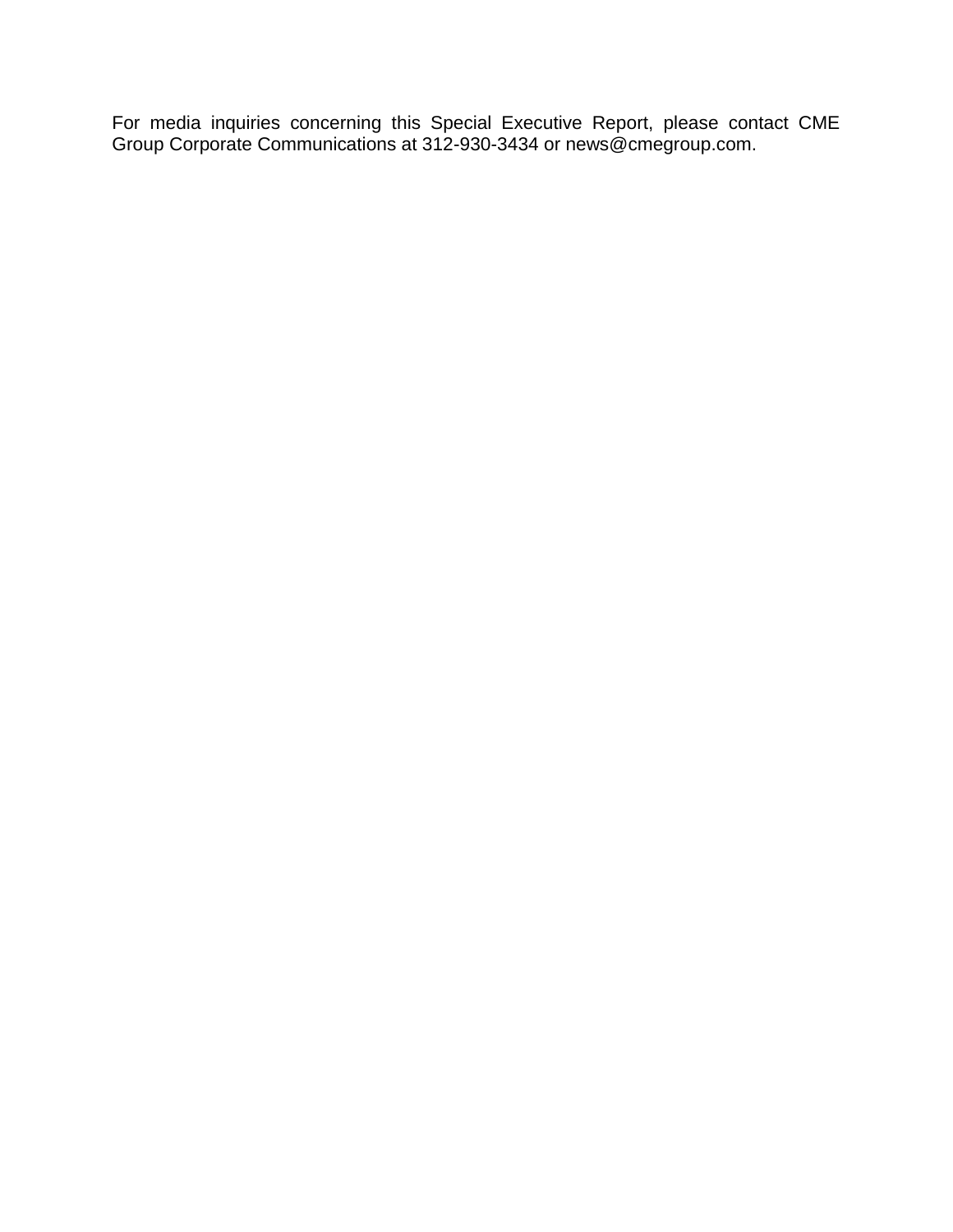For media inquiries concerning this Special Executive Report, please contact CME Group Corporate Communications at 312-930-3434 or news@cmegroup.com.